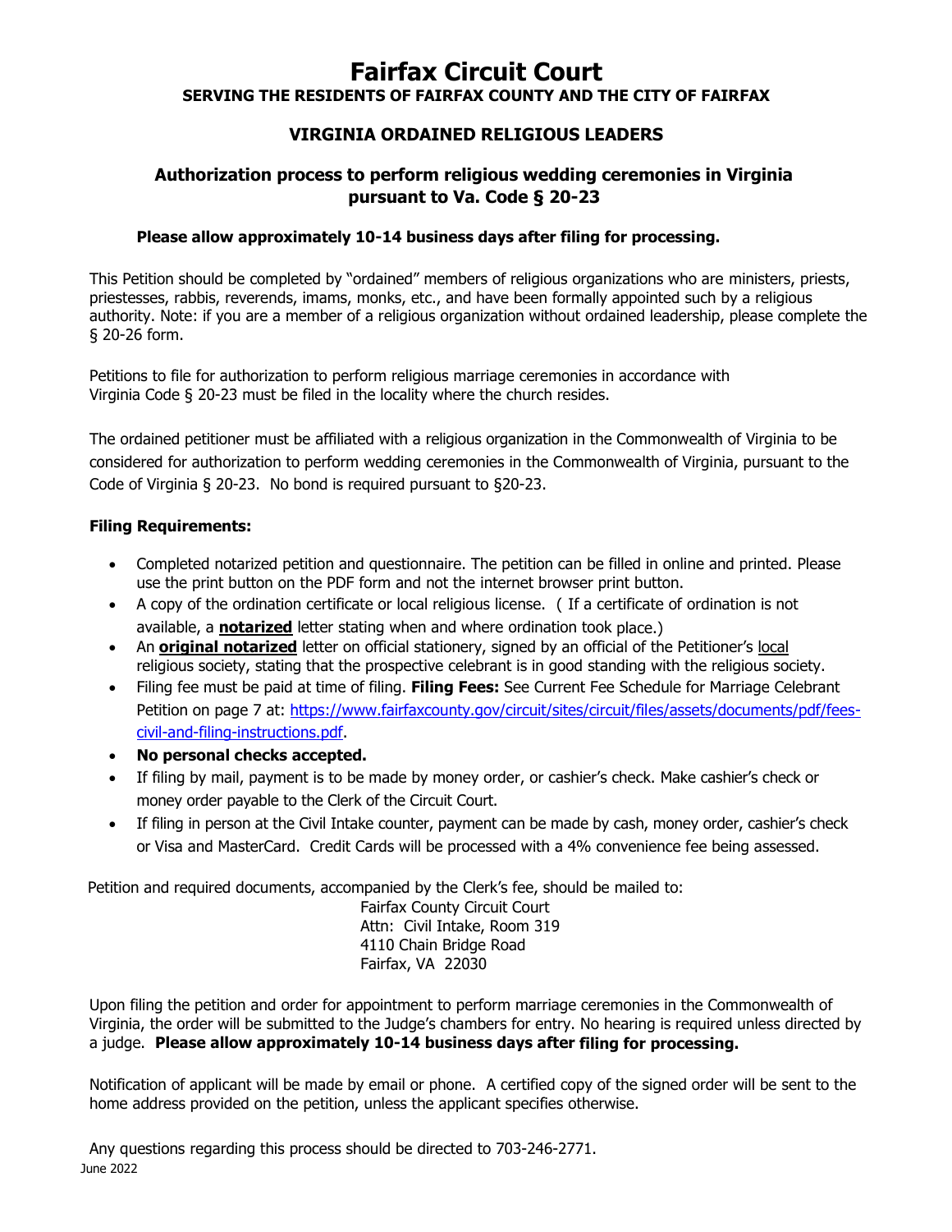# Fairfax Circuit Court

**SERVING THE RESIDENTS OF FAIRFAX COUNTY AND THE CITY OF FAIRFAX**

## VIRGINIA ORDAINED RELIGIOUS LEADERS

### Authorization process to perform religious wedding ceremonies in Virginia pursuant to Va. Code § 20-23

**Please allow approximately 10-14 business days after filing for processing.**

This Petition should be completed by "ordained" members of religious organizations who are ministers, priests, priestesses, rabbis, reverends, imams, monks, etc., and have been formally appointed such by a religious authority. Note: if you are a member of a religious organization without ordained leadership, please complete the § 20-26 form.

Petitions to file for authorization to perform religious marriage ceremonies in accordance with Virginia Code § 20-23 must be filed in the locality where the church resides.

The ordained petitioner must be affiliated with a religious organization in the Commonwealth of Virginia to be considered for authorization to perform wedding ceremonies in the Commonwealth of Virginia, pursuant to the Code of Virginia § 20-23. No bond is required pursuant to §20-23.

**Filing Requirements:**

- Completed notarized petition and questionnaire. The petition can be filled in online and printed. Please use the print button on the PDF form and not the internet browser print button.
- A copy of the ordination certificate or local religious license. ( If a certificate of ordination is not available, a **notarized** letter stating when and where ordination took place.)
- An **original notarized** letter on official stationery, signed by an official of the Petitioner's local religious society, stating that the prospective celebrant is in good standing with the religious society.
- Filing fee must be paid at time of filing. **Filing Fees:** See Current Fee Schedule for Marriage Celebrant Petition on page 7 at: https://www.fairfaxcounty.gov/circuit/sites/circuit/files/assets/documents/pdf/fees-civil-and-filing-instructions.pdf.
- **No personal checks accepted.**
- If filing by mail, payment is to be made by money order, or cashier's check. Make cashier's check or money order payable to the Clerk of the Circuit Court.
- If filing in person at the Civil Intake counter, payment can be made by cash, money order, cashier's check or Visa and MasterCard. Credit Cards will be processed with a 4% convenience fee being assessed.

Petition and required documents, accompanied by the Clerk's fee, should be mailed to:

Fairfax County Circuit Court
Attn: Civil Intake, Room 319
4110 Chain Bridge Road
Fairfax, VA 22030

Upon filing the petition and order for appointment to perform marriage ceremonies in the Commonwealth of Virginia, the order will be submitted to the Judge's chambers for entry. No hearing is required unless directed by a judge. **Please allow approximately 10-14 business days after filing for processing.**

Notification of applicant will be made by email or phone. A certified copy of the signed order will be sent to the home address provided on the petition, unless the applicant specifies otherwise.

Any questions regarding this process should be directed to 703-246-2771.

June 2022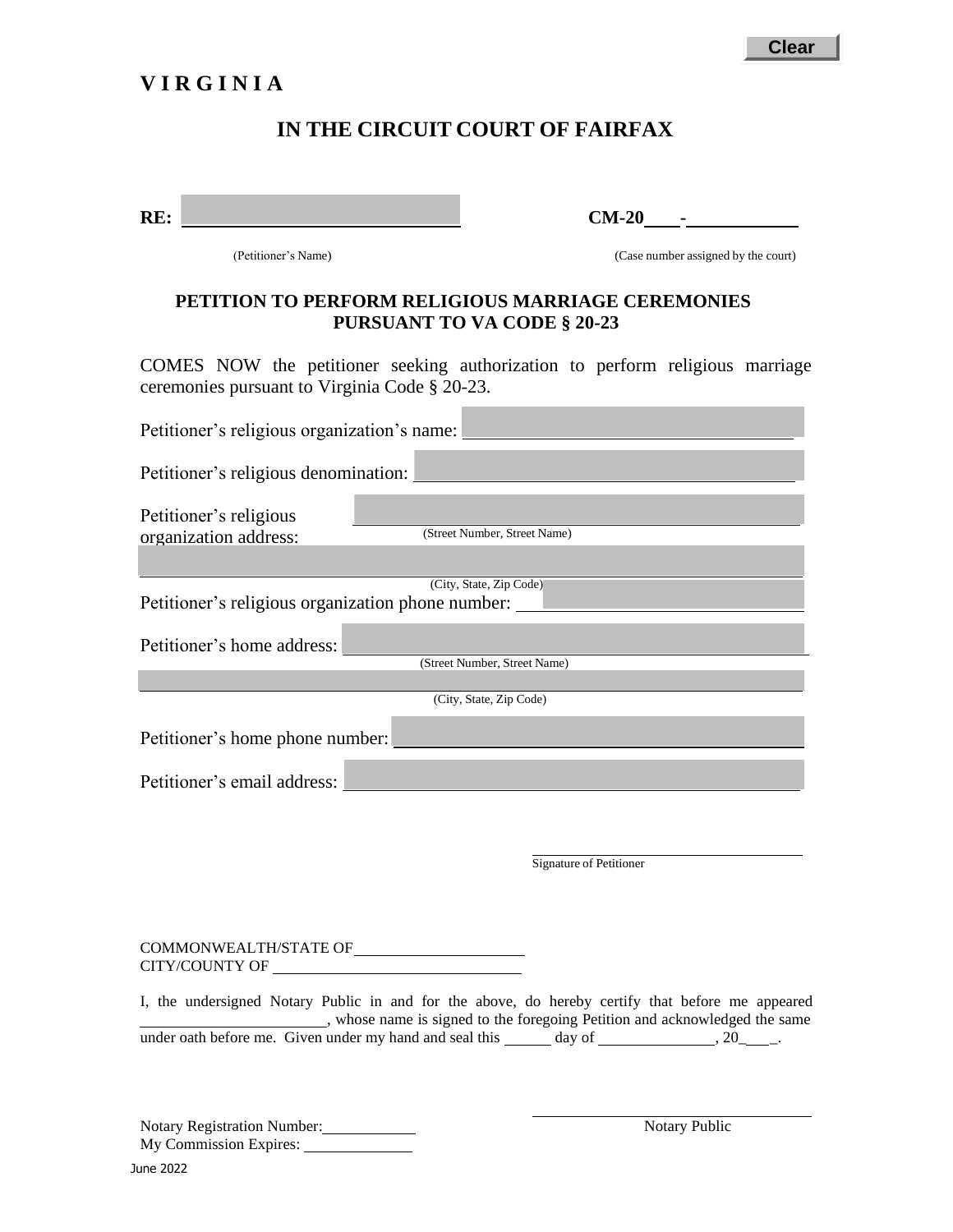# VIRGINIA

## IN THE CIRCUIT COURT OF FAIRFAX

**RE:** ______________________________ **CM-20____-___________**

(Petitioner's Name) (Case number assigned by the court)

### PETITION TO PERFORM RELIGIOUS MARRIAGE CEREMONIES PURSUANT TO VA CODE § 20-23

COMES NOW the petitioner seeking authorization to perform religious marriage ceremonies pursuant to Virginia Code § 20-23.

Petitioner's religious organization's name: ______________________________

Petitioner's religious denomination: ______________________________

Petitioner's religious organization address: ______________________________
(Street Number, Street Name)

______________________________
(City, State, Zip Code)

Petitioner's religious organization phone number: ______________________________

Petitioner's home address: ______________________________
(Street Number, Street Name)

______________________________
(City, State, Zip Code)

Petitioner's home phone number: ______________________________

Petitioner's email address: ______________________________

______________________________
Signature of Petitioner

COMMONWEALTH/STATE OF ______________________
CITY/COUNTY OF ______________________

I, the undersigned Notary Public in and for the above, do hereby certify that before me appeared ______________________, whose name is signed to the foregoing Petition and acknowledged the same under oath before me. Given under my hand and seal this ______ day of ______________, 20____.

Notary Registration Number: ____________
My Commission Expires: ____________

______________________________
Notary Public

June 2022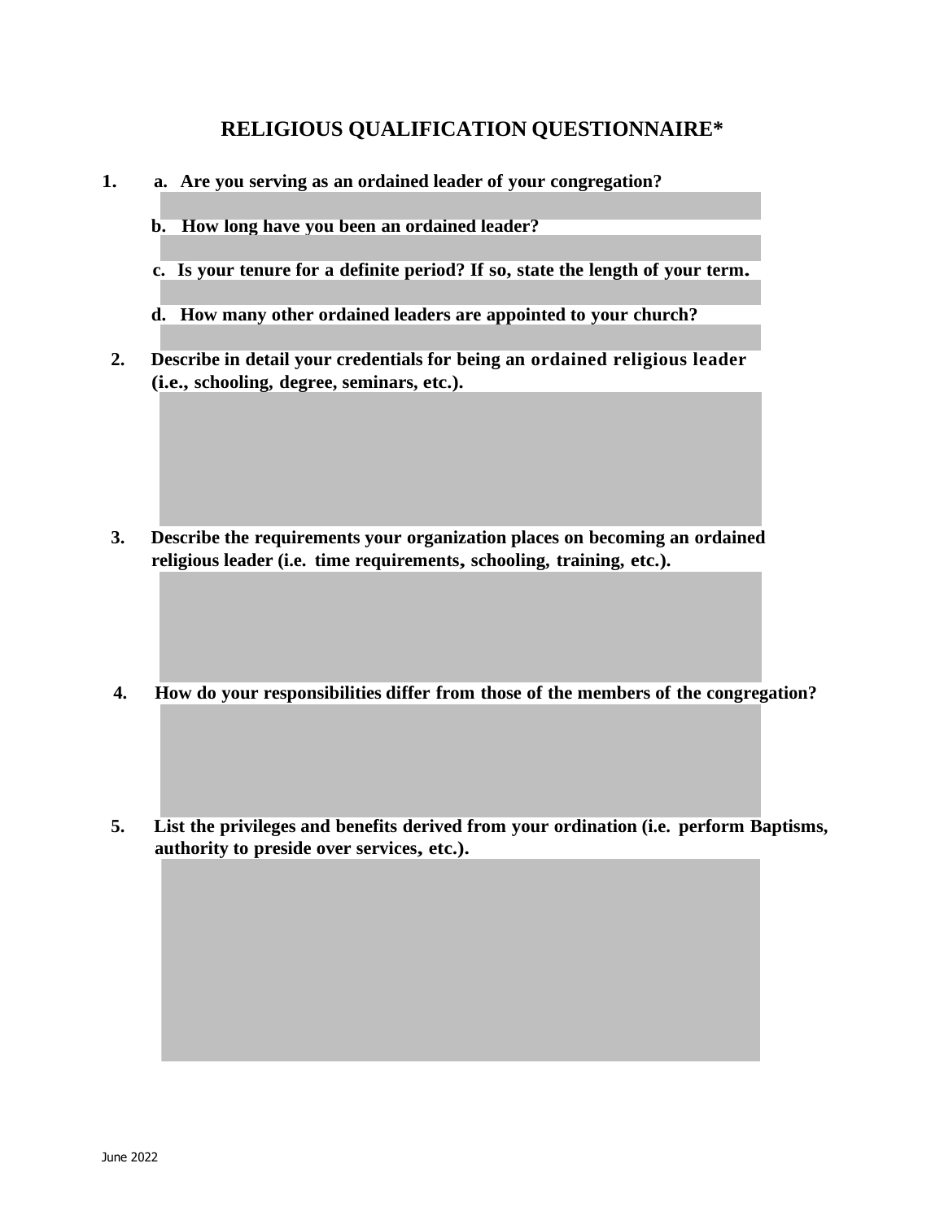# RELIGIOUS QUALIFICATION QUESTIONNAIRE*

1. a. Are you serving as an ordained leader of your congregation?

   b. How long have you been an ordained leader?

   c. Is your tenure for a definite period? If so, state the length of your term.

   d. How many other ordained leaders are appointed to your church?

2. Describe in detail your credentials for being an ordained religious leader (i.e., schooling, degree, seminars, etc.).

3. Describe the requirements your organization places on becoming an ordained religious leader (i.e. time requirements, schooling, training, etc.).

4. How do your responsibilities differ from those of the members of the congregation?

5. List the privileges and benefits derived from your ordination (i.e. perform Baptisms, authority to preside over services, etc.).

June 2022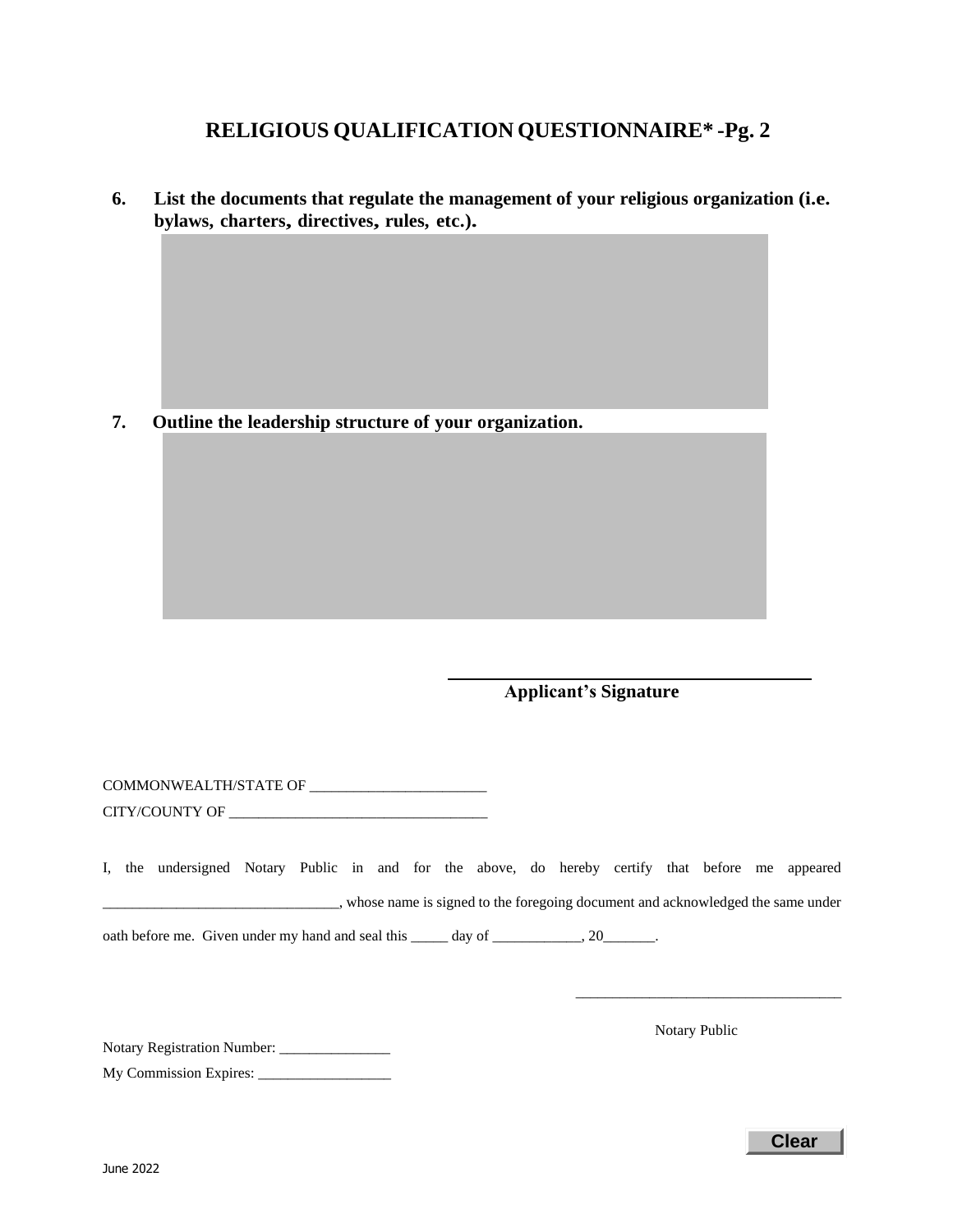# RELIGIOUS QUALIFICATION QUESTIONNAIRE* -Pg. 2

6. **List the documents that regulate the management of your religious organization (i.e. bylaws, charters, directives, rules, etc.).**

7. **Outline the leadership structure of your organization.**

\_\_\_\_\_\_\_\_\_\_\_\_\_\_\_\_\_\_\_\_\_\_\_\_\_\_\_\_\_\_\_\_\_\_\_\_

**Applicant's Signature**

COMMONWEALTH/STATE OF \_\_\_\_\_\_\_\_\_\_\_\_\_\_\_\_\_\_\_\_\_\_\_\_

CITY/COUNTY OF \_\_\_\_\_\_\_\_\_\_\_\_\_\_\_\_\_\_\_\_\_\_\_\_\_\_\_\_\_\_\_\_\_\_\_\_

I, the undersigned Notary Public in and for the above, do hereby certify that before me appeared \_\_\_\_\_\_\_\_\_\_\_\_\_\_\_\_\_\_\_\_\_\_\_\_\_\_\_\_\_\_\_\_, whose name is signed to the foregoing document and acknowledged the same under oath before me. Given under my hand and seal this \_\_\_\_\_ day of \_\_\_\_\_\_\_\_\_\_\_\_, 20\_\_\_\_\_\_\_.

\_\_\_\_\_\_\_\_\_\_\_\_\_\_\_\_\_\_\_\_\_\_\_\_\_\_\_\_\_\_\_\_\_\_\_\_

Notary Public

Notary Registration Number: \_\_\_\_\_\_\_\_\_\_\_\_\_\_\_

My Commission Expires: \_\_\_\_\_\_\_\_\_\_\_\_\_\_\_\_\_\_

Clear

June 2022